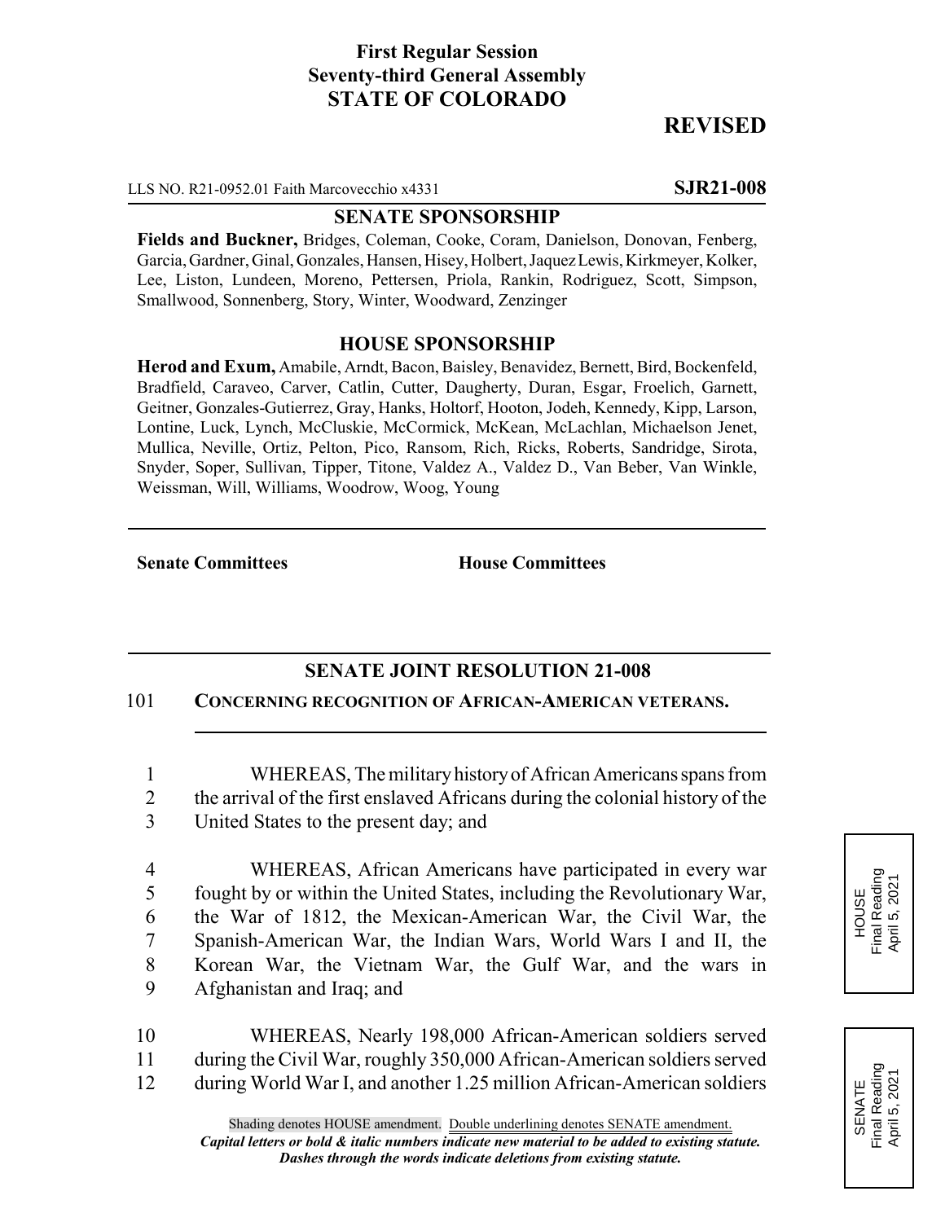**First Regular Session**
**Seventy-third General Assembly**
**STATE OF COLORADO**

**REVISED**

LLS NO. R21-0952.01 Faith Marcovecchio x4331 **SJR21-008**

## SENATE SPONSORSHIP

**Fields and Buckner,** Bridges, Coleman, Cooke, Coram, Danielson, Donovan, Fenberg, Garcia, Gardner, Ginal, Gonzales, Hansen, Hisey, Holbert, Jaquez Lewis, Kirkmeyer, Kolker, Lee, Liston, Lundeen, Moreno, Pettersen, Priola, Rankin, Rodriguez, Scott, Simpson, Smallwood, Sonnenberg, Story, Winter, Woodward, Zenzinger

## HOUSE SPONSORSHIP

**Herod and Exum,** Amabile, Arndt, Bacon, Baisley, Benavidez, Bernett, Bird, Bockenfeld, Bradfield, Caraveo, Carver, Catlin, Cutter, Daugherty, Duran, Esgar, Froelich, Garnett, Geitner, Gonzales-Gutierrez, Gray, Hanks, Holtorf, Hooton, Jodeh, Kennedy, Kipp, Larson, Lontine, Luck, Lynch, McCluskie, McCormick, McKean, McLachlan, Michaelson Jenet, Mullica, Neville, Ortiz, Pelton, Pico, Ransom, Rich, Ricks, Roberts, Sandridge, Sirota, Snyder, Soper, Sullivan, Tipper, Titone, Valdez A., Valdez D., Van Beber, Van Winkle, Weissman, Will, Williams, Woodrow, Woog, Young

**Senate Committees** **House Committees**

## SENATE JOINT RESOLUTION 21-008

101 **CONCERNING RECOGNITION OF AFRICAN-AMERICAN VETERANS.**

1 WHEREAS, The military history of African Americans spans from
2 the arrival of the first enslaved Africans during the colonial history of the
3 United States to the present day; and

4 WHEREAS, African Americans have participated in every war
5 fought by or within the United States, including the Revolutionary War,
6 the War of 1812, the Mexican-American War, the Civil War, the
7 Spanish-American War, the Indian Wars, World Wars I and II, the
8 Korean War, the Vietnam War, the Gulf War, and the wars in
9 Afghanistan and Iraq; and

10 WHEREAS, Nearly 198,000 African-American soldiers served
11 during the Civil War, roughly 350,000 African-American soldiers served
12 during World War I, and another 1.25 million African-American soldiers

HOUSE
Final Reading
April 5, 2021

SENATE
Final Reading
April 5, 2021

Shading denotes HOUSE amendment. Double underlining denotes SENATE amendment.
*Capital letters or bold & italic numbers indicate new material to be added to existing statute.*
*Dashes through the words indicate deletions from existing statute.*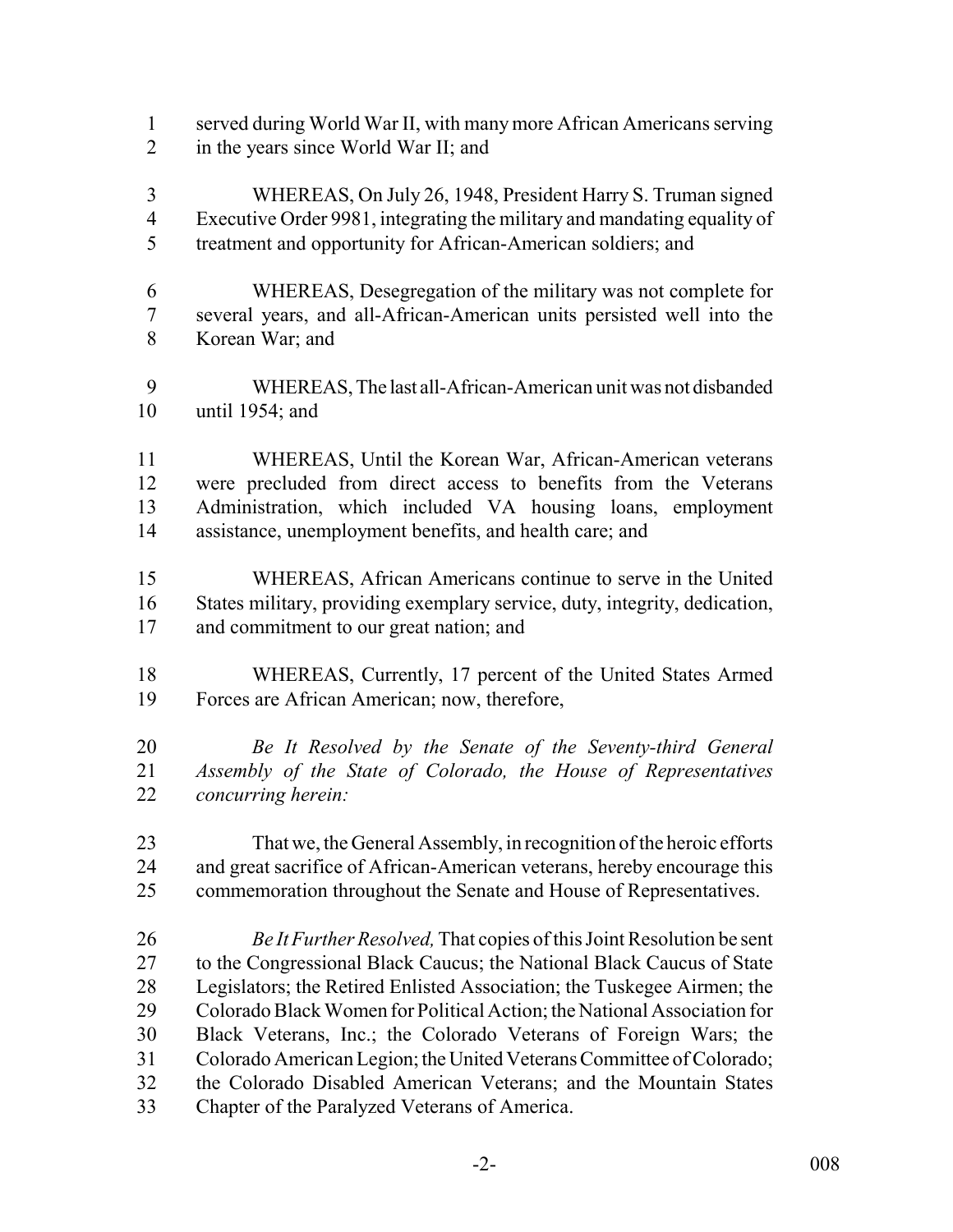served during World War II, with many more African Americans serving in the years since World War II; and

WHEREAS, On July 26, 1948, President Harry S. Truman signed Executive Order 9981, integrating the military and mandating equality of treatment and opportunity for African-American soldiers; and

WHEREAS, Desegregation of the military was not complete for several years, and all-African-American units persisted well into the Korean War; and

WHEREAS, The last all-African-American unit was not disbanded until 1954; and

WHEREAS, Until the Korean War, African-American veterans were precluded from direct access to benefits from the Veterans Administration, which included VA housing loans, employment assistance, unemployment benefits, and health care; and

WHEREAS, African Americans continue to serve in the United States military, providing exemplary service, duty, integrity, dedication, and commitment to our great nation; and

WHEREAS, Currently, 17 percent of the United States Armed Forces are African American; now, therefore,

*Be It Resolved by the Senate of the Seventy-third General Assembly of the State of Colorado, the House of Representatives concurring herein:*

That we, the General Assembly, in recognition of the heroic efforts and great sacrifice of African-American veterans, hereby encourage this commemoration throughout the Senate and House of Representatives.

*Be It Further Resolved,* That copies of this Joint Resolution be sent to the Congressional Black Caucus; the National Black Caucus of State Legislators; the Retired Enlisted Association; the Tuskegee Airmen; the Colorado Black Women for Political Action; the National Association for Black Veterans, Inc.; the Colorado Veterans of Foreign Wars; the Colorado American Legion; the United Veterans Committee of Colorado; the Colorado Disabled American Veterans; and the Mountain States Chapter of the Paralyzed Veterans of America.